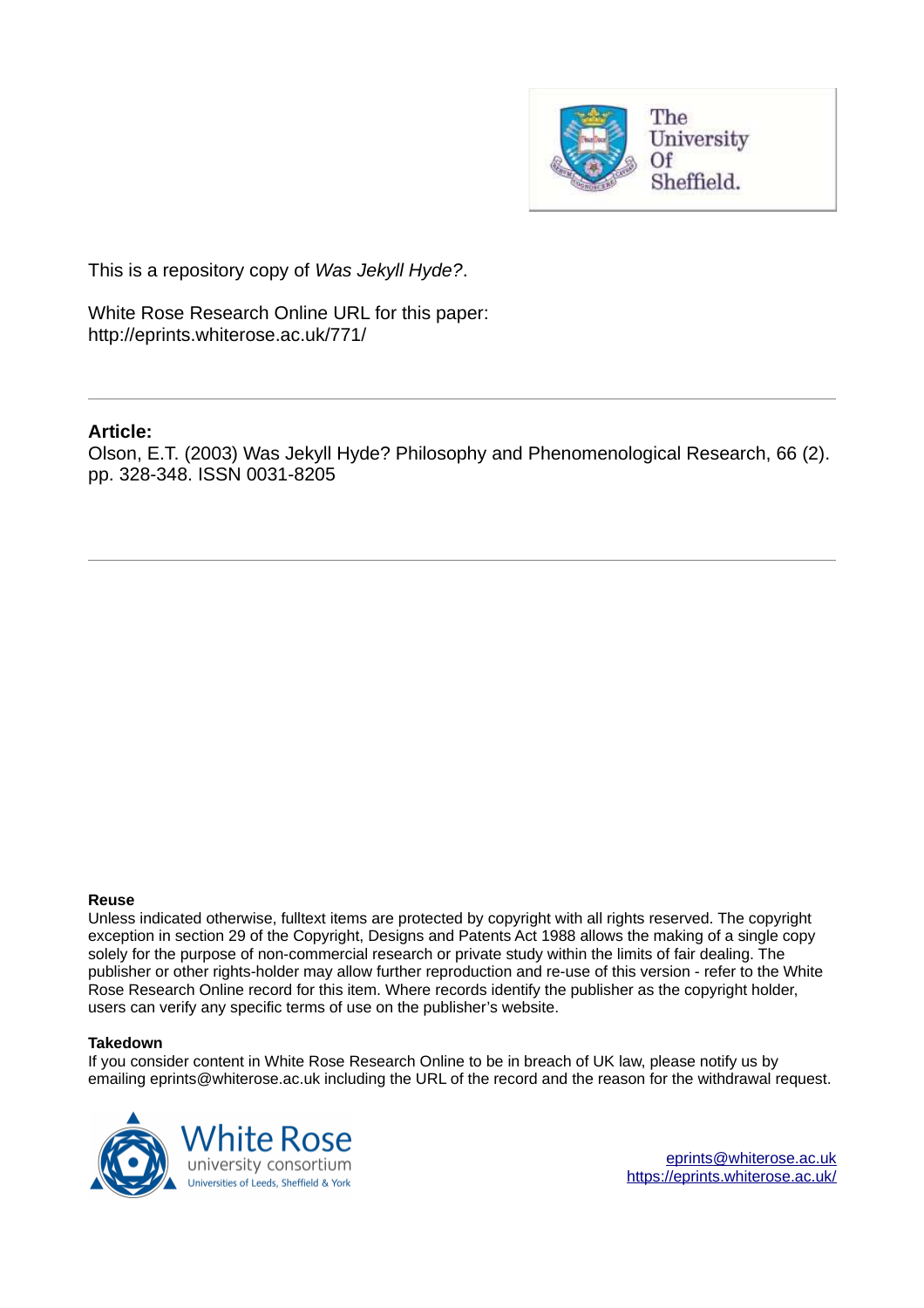The University Of Sheffield.

This is a repository copy of *Was Jekyll Hyde?*.

White Rose Research Online URL for this paper:
http://eprints.whiterose.ac.uk/771/

---

**Article:**

Olson, E.T. (2003) Was Jekyll Hyde? Philosophy and Phenomenological Research, 66 (2). pp. 328-348. ISSN 0031-8205

---

**Reuse**

Unless indicated otherwise, fulltext items are protected by copyright with all rights reserved. The copyright exception in section 29 of the Copyright, Designs and Patents Act 1988 allows the making of a single copy solely for the purpose of non-commercial research or private study within the limits of fair dealing. The publisher or other rights-holder may allow further reproduction and re-use of this version - refer to the White Rose Research Online record for this item. Where records identify the publisher as the copyright holder, users can verify any specific terms of use on the publisher's website.

**Takedown**

If you consider content in White Rose Research Online to be in breach of UK law, please notify us by emailing eprints@whiterose.ac.uk including the URL of the record and the reason for the withdrawal request.

White Rose university consortium
Universities of Leeds, Sheffield & York

eprints@whiterose.ac.uk
https://eprints.whiterose.ac.uk/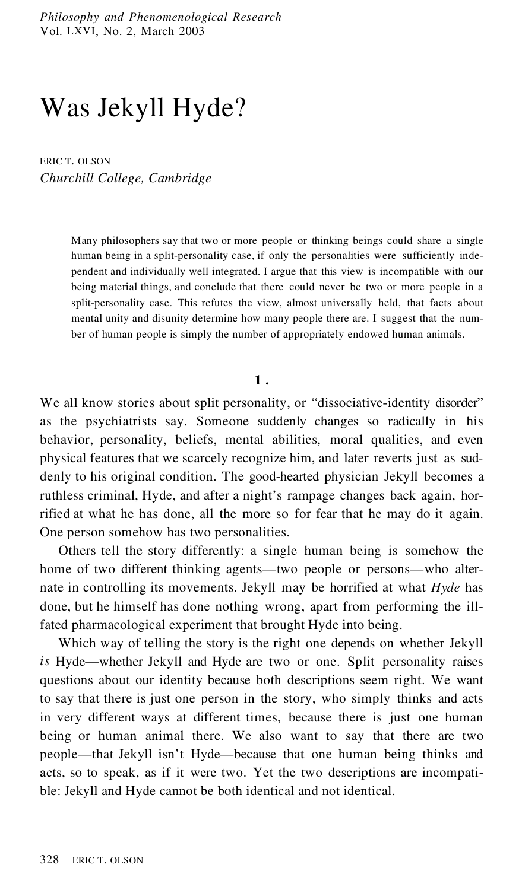# Was Jekyll Hyde?

ERIC T. OLSON
*Churchill College, Cambridge*

> Many philosophers say that two or more people or thinking beings could share a single human being in a split-personality case, if only the personalities were sufficiently independent and individually well integrated. I argue that this view is incompatible with our being material things, and conclude that there could never be two or more people in a split-personality case. This refutes the view, almost universally held, that facts about mental unity and disunity determine how many people there are. I suggest that the number of human people is simply the number of appropriately endowed human animals.

## 1.

We all know stories about split personality, or "dissociative-identity disorder" as the psychiatrists say. Someone suddenly changes so radically in his behavior, personality, beliefs, mental abilities, moral qualities, and even physical features that we scarcely recognize him, and later reverts just as suddenly to his original condition. The good-hearted physician Jekyll becomes a ruthless criminal, Hyde, and after a night's rampage changes back again, horrified at what he has done, all the more so for fear that he may do it again. One person somehow has two personalities.

Others tell the story differently: a single human being is somehow the home of two different thinking agents—two people or persons—who alternate in controlling its movements. Jekyll may be horrified at what *Hyde* has done, but he himself has done nothing wrong, apart from performing the ill-fated pharmacological experiment that brought Hyde into being.

Which way of telling the story is the right one depends on whether Jekyll *is* Hyde—whether Jekyll and Hyde are two or one. Split personality raises questions about our identity because both descriptions seem right. We want to say that there is just one person in the story, who simply thinks and acts in very different ways at different times, because there is just one human being or human animal there. We also want to say that there are two people—that Jekyll isn't Hyde—because that one human being thinks and acts, so to speak, as if it were two. Yet the two descriptions are incompatible: Jekyll and Hyde cannot be both identical and not identical.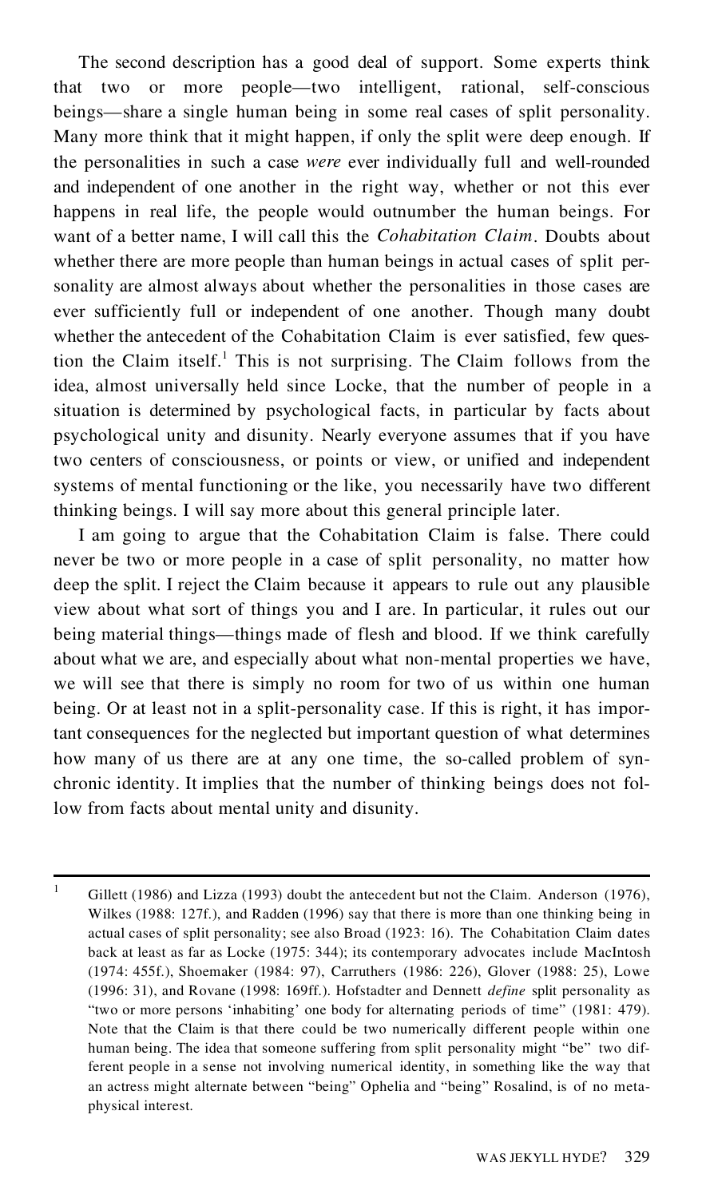The second description has a good deal of support. Some experts think that two or more people—two intelligent, rational, self-conscious beings—share a single human being in some real cases of split personality. Many more think that it might happen, if only the split were deep enough. If the personalities in such a case *were* ever individually full and well-rounded and independent of one another in the right way, whether or not this ever happens in real life, the people would outnumber the human beings. For want of a better name, I will call this the *Cohabitation Claim*. Doubts about whether there are more people than human beings in actual cases of split personality are almost always about whether the personalities in those cases are ever sufficiently full or independent of one another. Though many doubt whether the antecedent of the Cohabitation Claim is ever satisfied, few question the Claim itself.[1] This is not surprising. The Claim follows from the idea, almost universally held since Locke, that the number of people in a situation is determined by psychological facts, in particular by facts about psychological unity and disunity. Nearly everyone assumes that if you have two centers of consciousness, or points or view, or unified and independent systems of mental functioning or the like, you necessarily have two different thinking beings. I will say more about this general principle later.

I am going to argue that the Cohabitation Claim is false. There could never be two or more people in a case of split personality, no matter how deep the split. I reject the Claim because it appears to rule out any plausible view about what sort of things you and I are. In particular, it rules out our being material things—things made of flesh and blood. If we think carefully about what we are, and especially about what non-mental properties we have, we will see that there is simply no room for two of us within one human being. Or at least not in a split-personality case. If this is right, it has important consequences for the neglected but important question of what determines how many of us there are at any one time, the so-called problem of synchronic identity. It implies that the number of thinking beings does not follow from facts about mental unity and disunity.

---

[1] Gillett (1986) and Lizza (1993) doubt the antecedent but not the Claim. Anderson (1976), Wilkes (1988: 127f.), and Radden (1996) say that there is more than one thinking being in actual cases of split personality; see also Broad (1923: 16). The Cohabitation Claim dates back at least as far as Locke (1975: 344); its contemporary advocates include MacIntosh (1974: 455f.), Shoemaker (1984: 97), Carruthers (1986: 226), Glover (1988: 25), Lowe (1996: 31), and Rovane (1998: 169ff.). Hofstadter and Dennett *define* split personality as "two or more persons 'inhabiting' one body for alternating periods of time" (1981: 479). Note that the Claim is that there could be two numerically different people within one human being. The idea that someone suffering from split personality might "be" two different people in a sense not involving numerical identity, in something like the way that an actress might alternate between "being" Ophelia and "being" Rosalind, is of no metaphysical interest.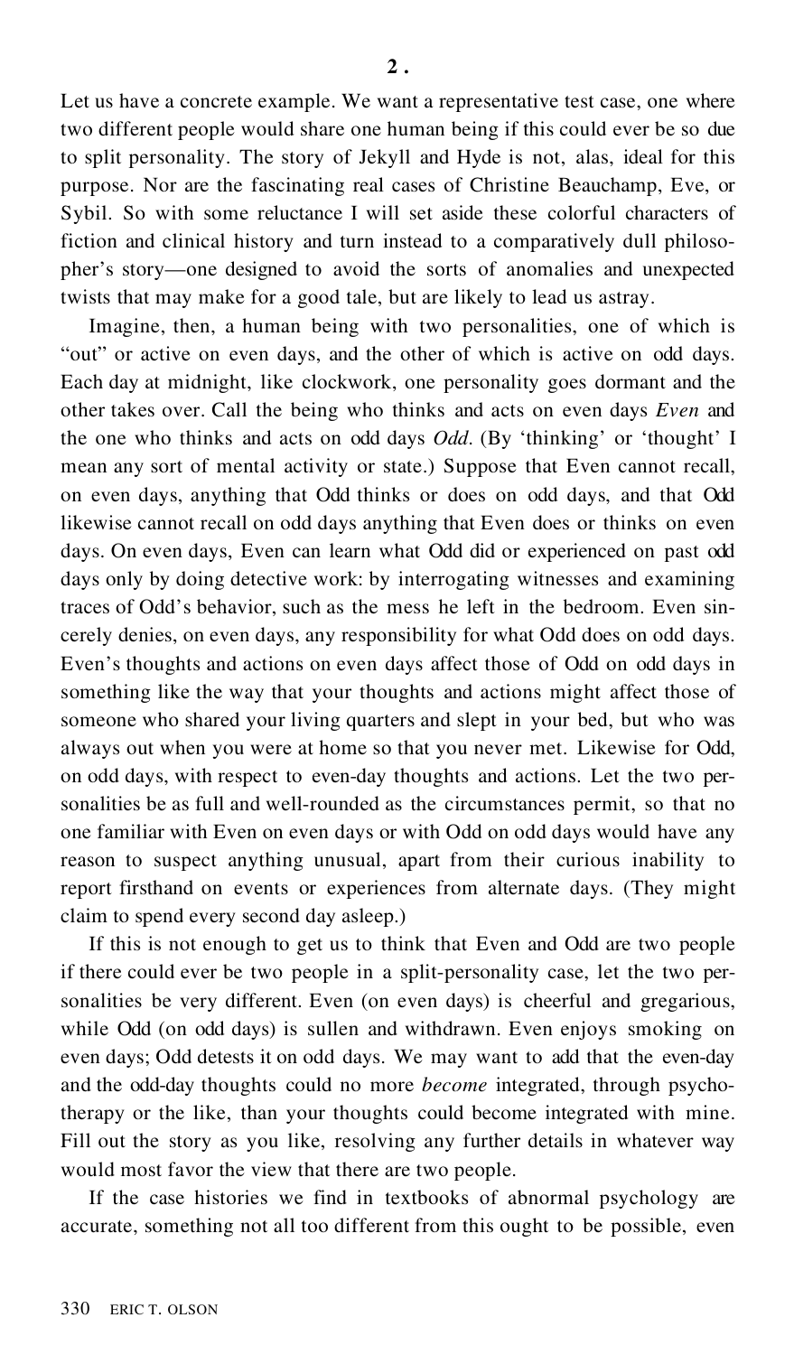## 2.

Let us have a concrete example. We want a representative test case, one where two different people would share one human being if this could ever be so due to split personality. The story of Jekyll and Hyde is not, alas, ideal for this purpose. Nor are the fascinating real cases of Christine Beauchamp, Eve, or Sybil. So with some reluctance I will set aside these colorful characters of fiction and clinical history and turn instead to a comparatively dull philosopher's story—one designed to avoid the sorts of anomalies and unexpected twists that may make for a good tale, but are likely to lead us astray.

Imagine, then, a human being with two personalities, one of which is "out" or active on even days, and the other of which is active on odd days. Each day at midnight, like clockwork, one personality goes dormant and the other takes over. Call the being who thinks and acts on even days *Even* and the one who thinks and acts on odd days *Odd*. (By 'thinking' or 'thought' I mean any sort of mental activity or state.) Suppose that Even cannot recall, on even days, anything that Odd thinks or does on odd days, and that Odd likewise cannot recall on odd days anything that Even does or thinks on even days. On even days, Even can learn what Odd did or experienced on past odd days only by doing detective work: by interrogating witnesses and examining traces of Odd's behavior, such as the mess he left in the bedroom. Even sincerely denies, on even days, any responsibility for what Odd does on odd days. Even's thoughts and actions on even days affect those of Odd on odd days in something like the way that your thoughts and actions might affect those of someone who shared your living quarters and slept in your bed, but who was always out when you were at home so that you never met. Likewise for Odd, on odd days, with respect to even-day thoughts and actions. Let the two personalities be as full and well-rounded as the circumstances permit, so that no one familiar with Even on even days or with Odd on odd days would have any reason to suspect anything unusual, apart from their curious inability to report firsthand on events or experiences from alternate days. (They might claim to spend every second day asleep.)

If this is not enough to get us to think that Even and Odd are two people if there could ever be two people in a split-personality case, let the two personalities be very different. Even (on even days) is cheerful and gregarious, while Odd (on odd days) is sullen and withdrawn. Even enjoys smoking on even days; Odd detests it on odd days. We may want to add that the even-day and the odd-day thoughts could no more *become* integrated, through psychotherapy or the like, than your thoughts could become integrated with mine. Fill out the story as you like, resolving any further details in whatever way would most favor the view that there are two people.

If the case histories we find in textbooks of abnormal psychology are accurate, something not all too different from this ought to be possible, even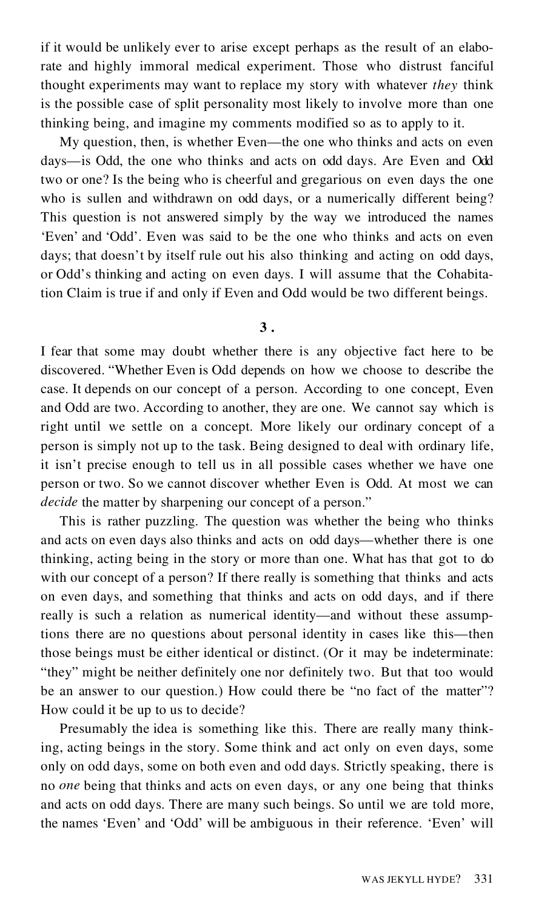if it would be unlikely ever to arise except perhaps as the result of an elaborate and highly immoral medical experiment. Those who distrust fanciful thought experiments may want to replace my story with whatever *they* think is the possible case of split personality most likely to involve more than one thinking being, and imagine my comments modified so as to apply to it.

My question, then, is whether Even—the one who thinks and acts on even days—is Odd, the one who thinks and acts on odd days. Are Even and Odd two or one? Is the being who is cheerful and gregarious on even days the one who is sullen and withdrawn on odd days, or a numerically different being? This question is not answered simply by the way we introduced the names 'Even' and 'Odd'. Even was said to be the one who thinks and acts on even days; that doesn't by itself rule out his also thinking and acting on odd days, or Odd's thinking and acting on even days. I will assume that the Cohabitation Claim is true if and only if Even and Odd would be two different beings.

## 3.

I fear that some may doubt whether there is any objective fact here to be discovered. "Whether Even is Odd depends on how we choose to describe the case. It depends on our concept of a person. According to one concept, Even and Odd are two. According to another, they are one. We cannot say which is right until we settle on a concept. More likely our ordinary concept of a person is simply not up to the task. Being designed to deal with ordinary life, it isn't precise enough to tell us in all possible cases whether we have one person or two. So we cannot discover whether Even is Odd. At most we can *decide* the matter by sharpening our concept of a person."

This is rather puzzling. The question was whether the being who thinks and acts on even days also thinks and acts on odd days—whether there is one thinking, acting being in the story or more than one. What has that got to do with our concept of a person? If there really is something that thinks and acts on even days, and something that thinks and acts on odd days, and if there really is such a relation as numerical identity—and without these assumptions there are no questions about personal identity in cases like this—then those beings must be either identical or distinct. (Or it may be indeterminate: "they" might be neither definitely one nor definitely two. But that too would be an answer to our question.) How could there be "no fact of the matter"? How could it be up to us to decide?

Presumably the idea is something like this. There are really many thinking, acting beings in the story. Some think and act only on even days, some only on odd days, some on both even and odd days. Strictly speaking, there is no *one* being that thinks and acts on even days, or any one being that thinks and acts on odd days. There are many such beings. So until we are told more, the names 'Even' and 'Odd' will be ambiguous in their reference. 'Even' will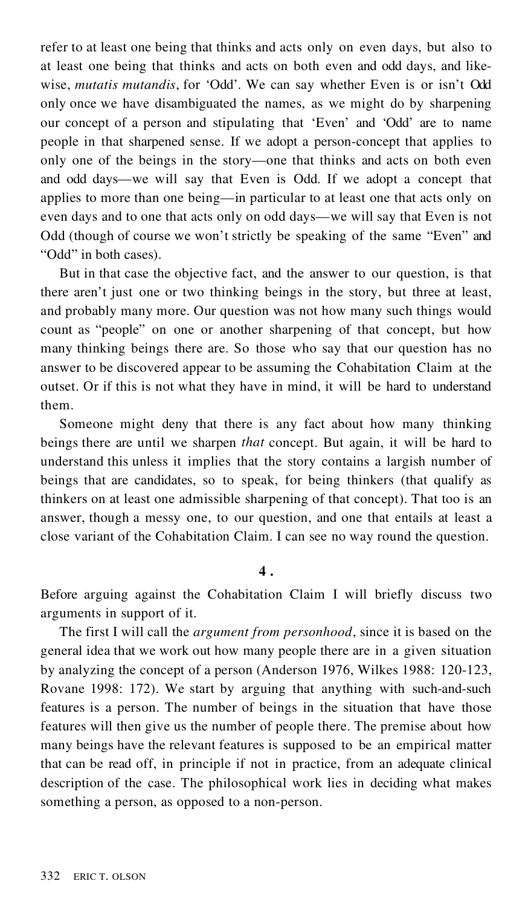refer to at least one being that thinks and acts only on even days, but also to at least one being that thinks and acts on both even and odd days, and likewise, *mutatis mutandis*, for 'Odd'. We can say whether Even is or isn't Odd only once we have disambiguated the names, as we might do by sharpening our concept of a person and stipulating that 'Even' and 'Odd' are to name people in that sharpened sense. If we adopt a person-concept that applies to only one of the beings in the story—one that thinks and acts on both even and odd days—we will say that Even is Odd. If we adopt a concept that applies to more than one being—in particular to at least one that acts only on even days and to one that acts only on odd days—we will say that Even is not Odd (though of course we won't strictly be speaking of the same "Even" and "Odd" in both cases).

But in that case the objective fact, and the answer to our question, is that there aren't just one or two thinking beings in the story, but three at least, and probably many more. Our question was not how many such things would count as "people" on one or another sharpening of that concept, but how many thinking beings there are. So those who say that our question has no answer to be discovered appear to be assuming the Cohabitation Claim at the outset. Or if this is not what they have in mind, it will be hard to understand them.

Someone might deny that there is any fact about how many thinking beings there are until we sharpen *that* concept. But again, it will be hard to understand this unless it implies that the story contains a largish number of beings that are candidates, so to speak, for being thinkers (that qualify as thinkers on at least one admissible sharpening of that concept). That too is an answer, though a messy one, to our question, and one that entails at least a close variant of the Cohabitation Claim. I can see no way round the question.

## 4.

Before arguing against the Cohabitation Claim I will briefly discuss two arguments in support of it.

The first I will call the *argument from personhood*, since it is based on the general idea that we work out how many people there are in a given situation by analyzing the concept of a person (Anderson 1976, Wilkes 1988: 120-123, Rovane 1998: 172). We start by arguing that anything with such-and-such features is a person. The number of beings in the situation that have those features will then give us the number of people there. The premise about how many beings have the relevant features is supposed to be an empirical matter that can be read off, in principle if not in practice, from an adequate clinical description of the case. The philosophical work lies in deciding what makes something a person, as opposed to a non-person.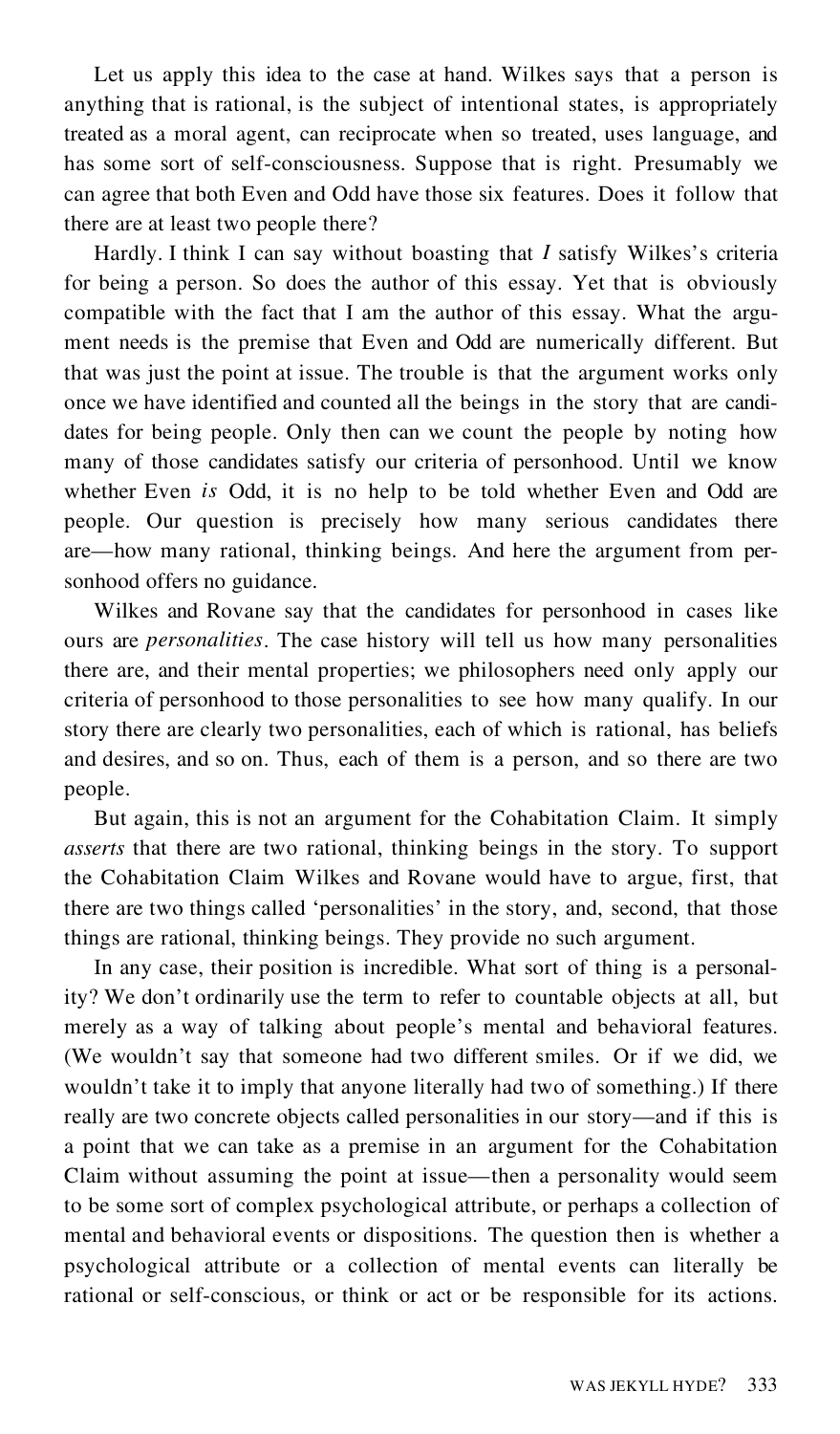Let us apply this idea to the case at hand. Wilkes says that a person is anything that is rational, is the subject of intentional states, is appropriately treated as a moral agent, can reciprocate when so treated, uses language, and has some sort of self-consciousness. Suppose that is right. Presumably we can agree that both Even and Odd have those six features. Does it follow that there are at least two people there?

Hardly. I think I can say without boasting that *I* satisfy Wilkes's criteria for being a person. So does the author of this essay. Yet that is obviously compatible with the fact that I am the author of this essay. What the argument needs is the premise that Even and Odd are numerically different. But that was just the point at issue. The trouble is that the argument works only once we have identified and counted all the beings in the story that are candidates for being people. Only then can we count the people by noting how many of those candidates satisfy our criteria of personhood. Until we know whether Even *is* Odd, it is no help to be told whether Even and Odd are people. Our question is precisely how many serious candidates there are—how many rational, thinking beings. And here the argument from personhood offers no guidance.

Wilkes and Rovane say that the candidates for personhood in cases like ours are *personalities*. The case history will tell us how many personalities there are, and their mental properties; we philosophers need only apply our criteria of personhood to those personalities to see how many qualify. In our story there are clearly two personalities, each of which is rational, has beliefs and desires, and so on. Thus, each of them is a person, and so there are two people.

But again, this is not an argument for the Cohabitation Claim. It simply *asserts* that there are two rational, thinking beings in the story. To support the Cohabitation Claim Wilkes and Rovane would have to argue, first, that there are two things called 'personalities' in the story, and, second, that those things are rational, thinking beings. They provide no such argument.

In any case, their position is incredible. What sort of thing is a personality? We don't ordinarily use the term to refer to countable objects at all, but merely as a way of talking about people's mental and behavioral features. (We wouldn't say that someone had two different smiles. Or if we did, we wouldn't take it to imply that anyone literally had two of something.) If there really are two concrete objects called personalities in our story—and if this is a point that we can take as a premise in an argument for the Cohabitation Claim without assuming the point at issue—then a personality would seem to be some sort of complex psychological attribute, or perhaps a collection of mental and behavioral events or dispositions. The question then is whether a psychological attribute or a collection of mental events can literally be rational or self-conscious, or think or act or be responsible for its actions.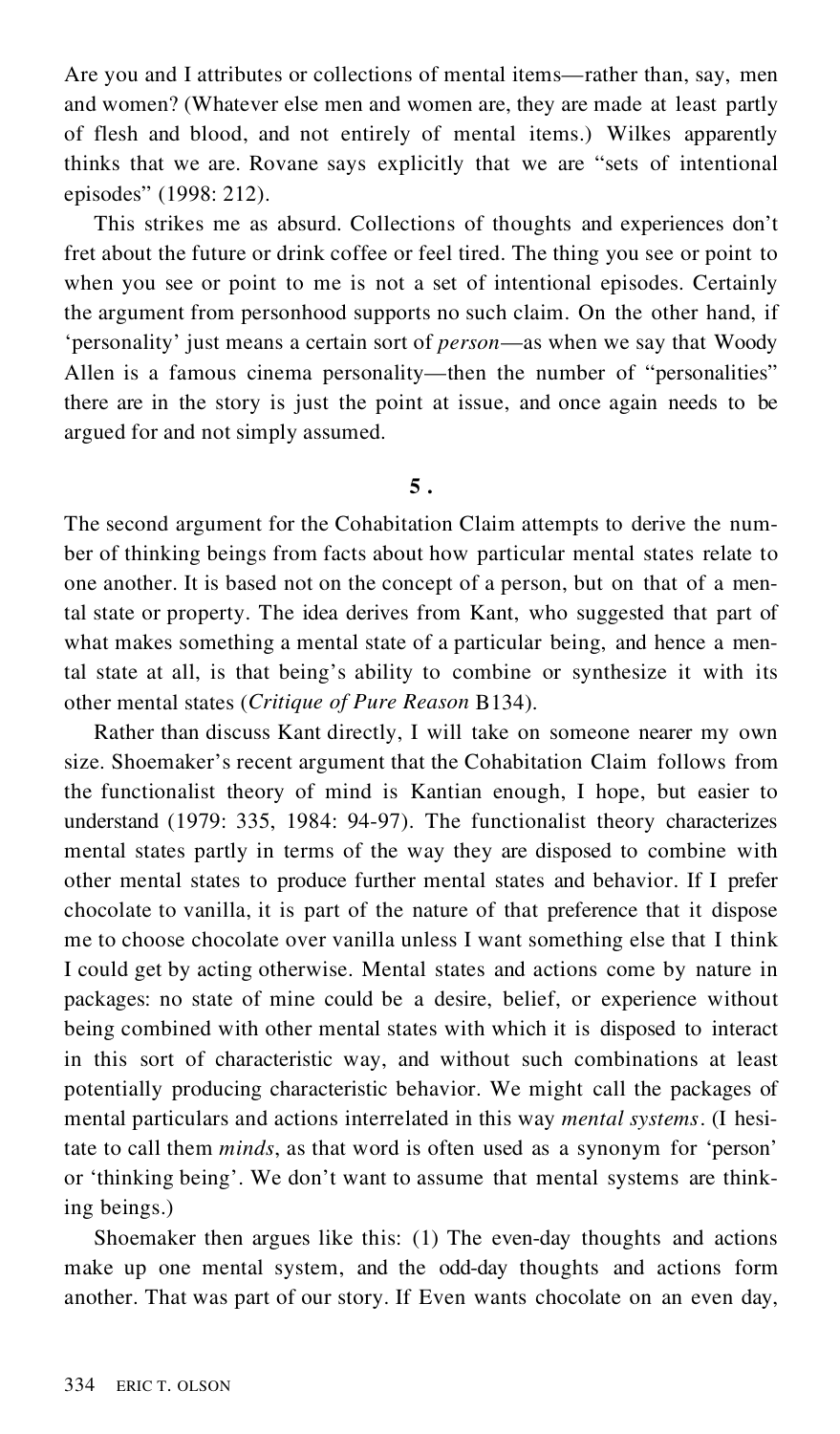Are you and I attributes or collections of mental items—rather than, say, men and women? (Whatever else men and women are, they are made at least partly of flesh and blood, and not entirely of mental items.) Wilkes apparently thinks that we are. Rovane says explicitly that we are "sets of intentional episodes" (1998: 212).

This strikes me as absurd. Collections of thoughts and experiences don't fret about the future or drink coffee or feel tired. The thing you see or point to when you see or point to me is not a set of intentional episodes. Certainly the argument from personhood supports no such claim. On the other hand, if 'personality' just means a certain sort of *person*—as when we say that Woody Allen is a famous cinema personality—then the number of "personalities" there are in the story is just the point at issue, and once again needs to be argued for and not simply assumed.

## 5.

The second argument for the Cohabitation Claim attempts to derive the number of thinking beings from facts about how particular mental states relate to one another. It is based not on the concept of a person, but on that of a mental state or property. The idea derives from Kant, who suggested that part of what makes something a mental state of a particular being, and hence a mental state at all, is that being's ability to combine or synthesize it with its other mental states (*Critique of Pure Reason* B134).

Rather than discuss Kant directly, I will take on someone nearer my own size. Shoemaker's recent argument that the Cohabitation Claim follows from the functionalist theory of mind is Kantian enough, I hope, but easier to understand (1979: 335, 1984: 94-97). The functionalist theory characterizes mental states partly in terms of the way they are disposed to combine with other mental states to produce further mental states and behavior. If I prefer chocolate to vanilla, it is part of the nature of that preference that it dispose me to choose chocolate over vanilla unless I want something else that I think I could get by acting otherwise. Mental states and actions come by nature in packages: no state of mine could be a desire, belief, or experience without being combined with other mental states with which it is disposed to interact in this sort of characteristic way, and without such combinations at least potentially producing characteristic behavior. We might call the packages of mental particulars and actions interrelated in this way *mental systems*. (I hesitate to call them *minds*, as that word is often used as a synonym for 'person' or 'thinking being'. We don't want to assume that mental systems are thinking beings.)

Shoemaker then argues like this: (1) The even-day thoughts and actions make up one mental system, and the odd-day thoughts and actions form another. That was part of our story. If Even wants chocolate on an even day,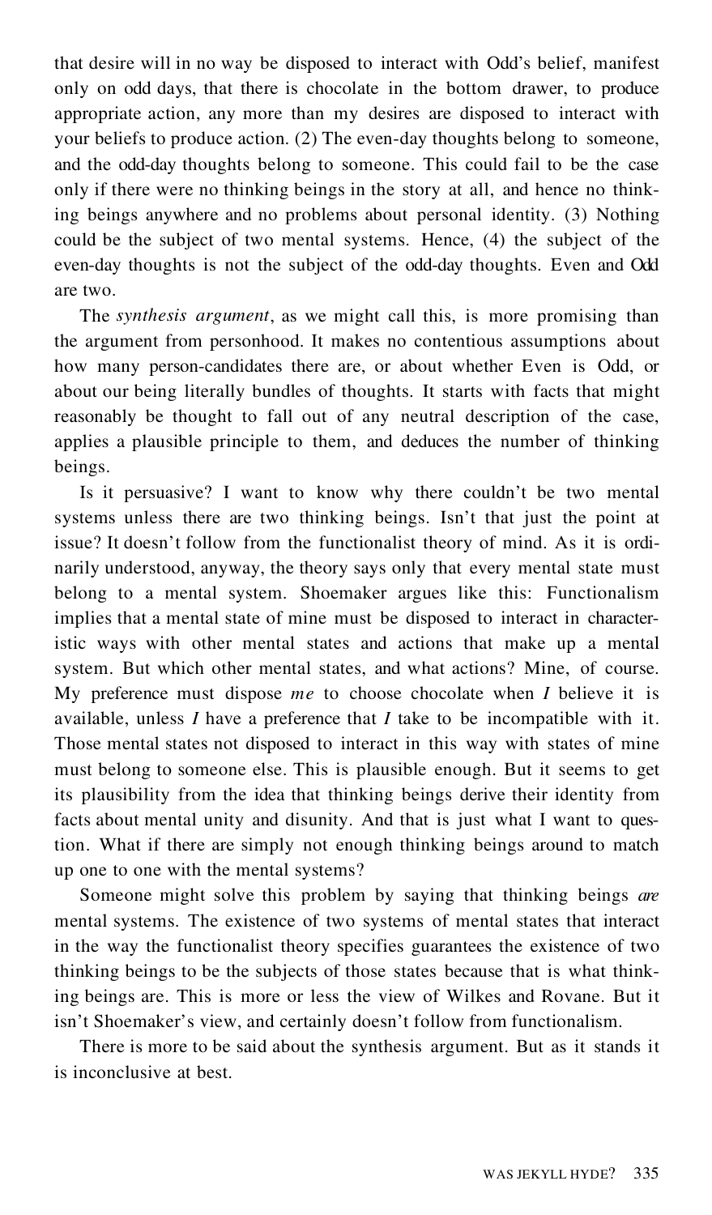that desire will in no way be disposed to interact with Odd's belief, manifest only on odd days, that there is chocolate in the bottom drawer, to produce appropriate action, any more than my desires are disposed to interact with your beliefs to produce action. (2) The even-day thoughts belong to someone, and the odd-day thoughts belong to someone. This could fail to be the case only if there were no thinking beings in the story at all, and hence no thinking beings anywhere and no problems about personal identity. (3) Nothing could be the subject of two mental systems. Hence, (4) the subject of the even-day thoughts is not the subject of the odd-day thoughts. Even and Odd are two.

The *synthesis argument*, as we might call this, is more promising than the argument from personhood. It makes no contentious assumptions about how many person-candidates there are, or about whether Even is Odd, or about our being literally bundles of thoughts. It starts with facts that might reasonably be thought to fall out of any neutral description of the case, applies a plausible principle to them, and deduces the number of thinking beings.

Is it persuasive? I want to know why there couldn't be two mental systems unless there are two thinking beings. Isn't that just the point at issue? It doesn't follow from the functionalist theory of mind. As it is ordinarily understood, anyway, the theory says only that every mental state must belong to a mental system. Shoemaker argues like this: Functionalism implies that a mental state of mine must be disposed to interact in characteristic ways with other mental states and actions that make up a mental system. But which other mental states, and what actions? Mine, of course. My preference must dispose *me* to choose chocolate when *I* believe it is available, unless *I* have a preference that *I* take to be incompatible with it. Those mental states not disposed to interact in this way with states of mine must belong to someone else. This is plausible enough. But it seems to get its plausibility from the idea that thinking beings derive their identity from facts about mental unity and disunity. And that is just what I want to question. What if there are simply not enough thinking beings around to match up one to one with the mental systems?

Someone might solve this problem by saying that thinking beings *are* mental systems. The existence of two systems of mental states that interact in the way the functionalist theory specifies guarantees the existence of two thinking beings to be the subjects of those states because that is what thinking beings are. This is more or less the view of Wilkes and Rovane. But it isn't Shoemaker's view, and certainly doesn't follow from functionalism.

There is more to be said about the synthesis argument. But as it stands it is inconclusive at best.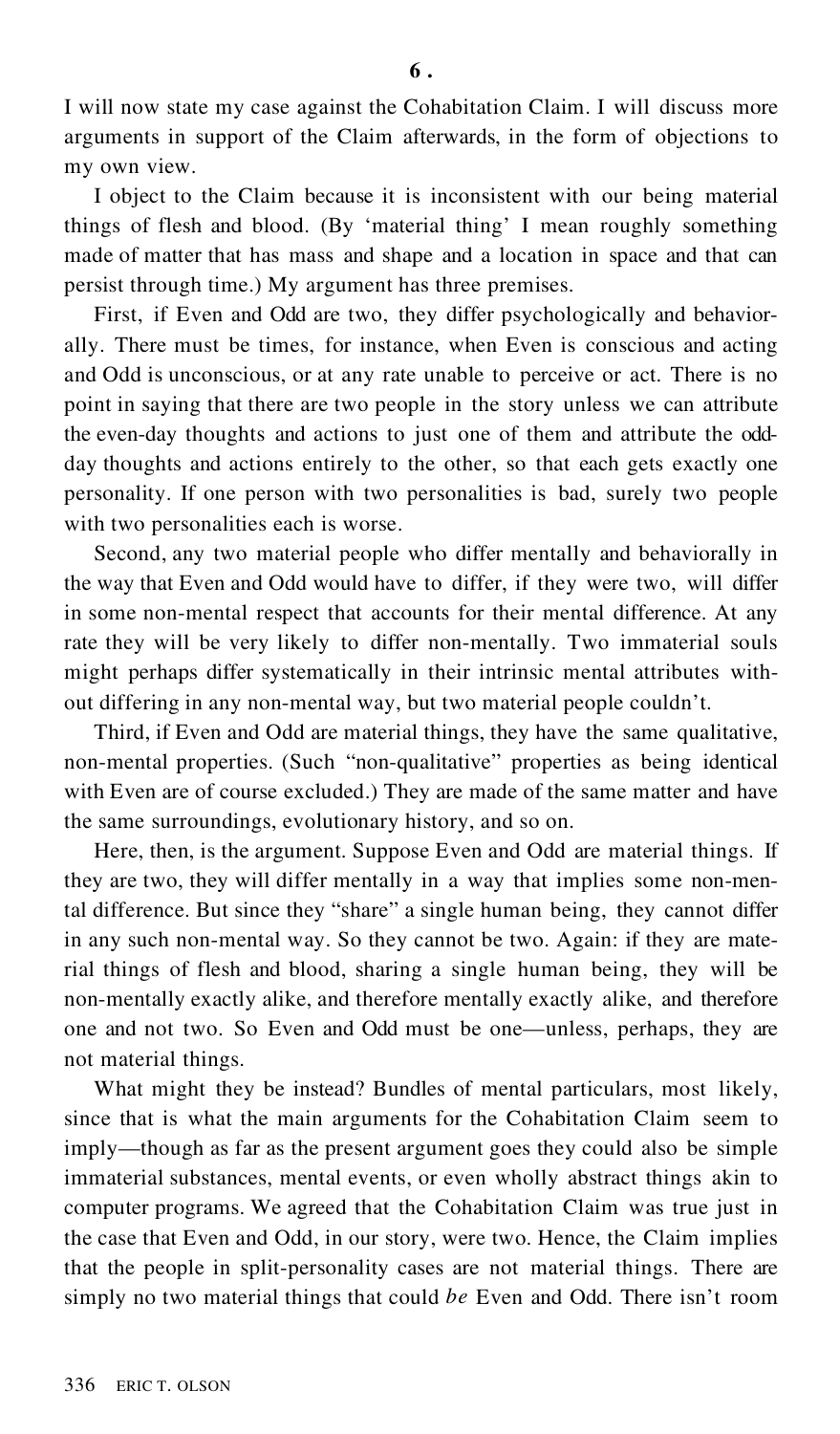## 6.

I will now state my case against the Cohabitation Claim. I will discuss more arguments in support of the Claim afterwards, in the form of objections to my own view.

I object to the Claim because it is inconsistent with our being material things of flesh and blood. (By 'material thing' I mean roughly something made of matter that has mass and shape and a location in space and that can persist through time.) My argument has three premises.

First, if Even and Odd are two, they differ psychologically and behaviorally. There must be times, for instance, when Even is conscious and acting and Odd is unconscious, or at any rate unable to perceive or act. There is no point in saying that there are two people in the story unless we can attribute the even-day thoughts and actions to just one of them and attribute the odd-day thoughts and actions entirely to the other, so that each gets exactly one personality. If one person with two personalities is bad, surely two people with two personalities each is worse.

Second, any two material people who differ mentally and behaviorally in the way that Even and Odd would have to differ, if they were two, will differ in some non-mental respect that accounts for their mental difference. At any rate they will be very likely to differ non-mentally. Two immaterial souls might perhaps differ systematically in their intrinsic mental attributes without differing in any non-mental way, but two material people couldn't.

Third, if Even and Odd are material things, they have the same qualitative, non-mental properties. (Such "non-qualitative" properties as being identical with Even are of course excluded.) They are made of the same matter and have the same surroundings, evolutionary history, and so on.

Here, then, is the argument. Suppose Even and Odd are material things. If they are two, they will differ mentally in a way that implies some non-mental difference. But since they "share" a single human being, they cannot differ in any such non-mental way. So they cannot be two. Again: if they are material things of flesh and blood, sharing a single human being, they will be non-mentally exactly alike, and therefore mentally exactly alike, and therefore one and not two. So Even and Odd must be one—unless, perhaps, they are not material things.

What might they be instead? Bundles of mental particulars, most likely, since that is what the main arguments for the Cohabitation Claim seem to imply—though as far as the present argument goes they could also be simple immaterial substances, mental events, or even wholly abstract things akin to computer programs. We agreed that the Cohabitation Claim was true just in the case that Even and Odd, in our story, were two. Hence, the Claim implies that the people in split-personality cases are not material things. There are simply no two material things that could *be* Even and Odd. There isn't room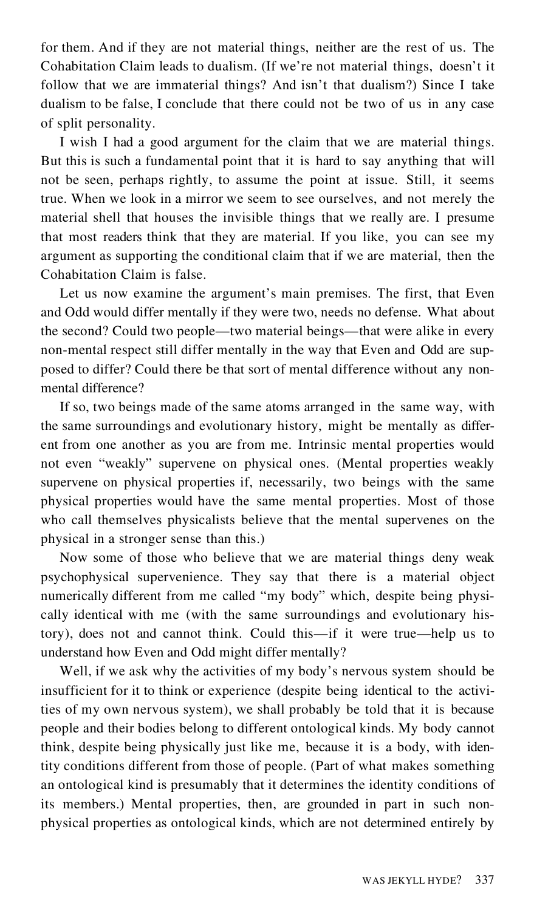for them. And if they are not material things, neither are the rest of us. The Cohabitation Claim leads to dualism. (If we're not material things, doesn't it follow that we are immaterial things? And isn't that dualism?) Since I take dualism to be false, I conclude that there could not be two of us in any case of split personality.

I wish I had a good argument for the claim that we are material things. But this is such a fundamental point that it is hard to say anything that will not be seen, perhaps rightly, to assume the point at issue. Still, it seems true. When we look in a mirror we seem to see ourselves, and not merely the material shell that houses the invisible things that we really are. I presume that most readers think that they are material. If you like, you can see my argument as supporting the conditional claim that if we are material, then the Cohabitation Claim is false.

Let us now examine the argument's main premises. The first, that Even and Odd would differ mentally if they were two, needs no defense. What about the second? Could two people—two material beings—that were alike in every non-mental respect still differ mentally in the way that Even and Odd are supposed to differ? Could there be that sort of mental difference without any non-mental difference?

If so, two beings made of the same atoms arranged in the same way, with the same surroundings and evolutionary history, might be mentally as different from one another as you are from me. Intrinsic mental properties would not even "weakly" supervene on physical ones. (Mental properties weakly supervene on physical properties if, necessarily, two beings with the same physical properties would have the same mental properties. Most of those who call themselves physicalists believe that the mental supervenes on the physical in a stronger sense than this.)

Now some of those who believe that we are material things deny weak psychophysical supervenience. They say that there is a material object numerically different from me called "my body" which, despite being physically identical with me (with the same surroundings and evolutionary history), does not and cannot think. Could this—if it were true—help us to understand how Even and Odd might differ mentally?

Well, if we ask why the activities of my body's nervous system should be insufficient for it to think or experience (despite being identical to the activities of my own nervous system), we shall probably be told that it is because people and their bodies belong to different ontological kinds. My body cannot think, despite being physically just like me, because it is a body, with identity conditions different from those of people. (Part of what makes something an ontological kind is presumably that it determines the identity conditions of its members.) Mental properties, then, are grounded in part in such non-physical properties as ontological kinds, which are not determined entirely by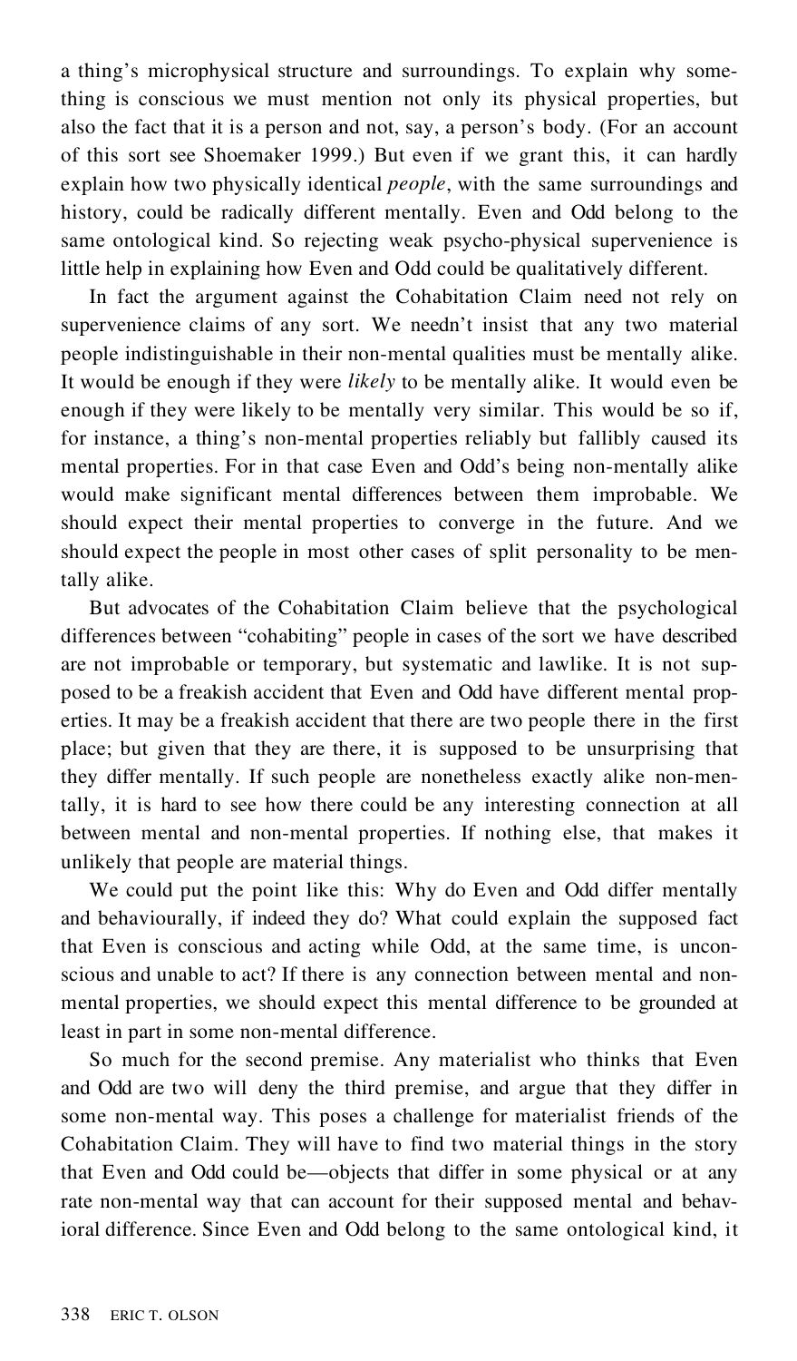a thing's microphysical structure and surroundings. To explain why something is conscious we must mention not only its physical properties, but also the fact that it is a person and not, say, a person's body. (For an account of this sort see Shoemaker 1999.) But even if we grant this, it can hardly explain how two physically identical *people*, with the same surroundings and history, could be radically different mentally. Even and Odd belong to the same ontological kind. So rejecting weak psycho-physical supervenience is little help in explaining how Even and Odd could be qualitatively different.

In fact the argument against the Cohabitation Claim need not rely on supervenience claims of any sort. We needn't insist that any two material people indistinguishable in their non-mental qualities must be mentally alike. It would be enough if they were *likely* to be mentally alike. It would even be enough if they were likely to be mentally very similar. This would be so if, for instance, a thing's non-mental properties reliably but fallibly caused its mental properties. For in that case Even and Odd's being non-mentally alike would make significant mental differences between them improbable. We should expect their mental properties to converge in the future. And we should expect the people in most other cases of split personality to be mentally alike.

But advocates of the Cohabitation Claim believe that the psychological differences between "cohabiting" people in cases of the sort we have described are not improbable or temporary, but systematic and lawlike. It is not supposed to be a freakish accident that Even and Odd have different mental properties. It may be a freakish accident that there are two people there in the first place; but given that they are there, it is supposed to be unsurprising that they differ mentally. If such people are nonetheless exactly alike non-mentally, it is hard to see how there could be any interesting connection at all between mental and non-mental properties. If nothing else, that makes it unlikely that people are material things.

We could put the point like this: Why do Even and Odd differ mentally and behaviourally, if indeed they do? What could explain the supposed fact that Even is conscious and acting while Odd, at the same time, is unconscious and unable to act? If there is any connection between mental and non-mental properties, we should expect this mental difference to be grounded at least in part in some non-mental difference.

So much for the second premise. Any materialist who thinks that Even and Odd are two will deny the third premise, and argue that they differ in some non-mental way. This poses a challenge for materialist friends of the Cohabitation Claim. They will have to find two material things in the story that Even and Odd could be—objects that differ in some physical or at any rate non-mental way that can account for their supposed mental and behavioral difference. Since Even and Odd belong to the same ontological kind, it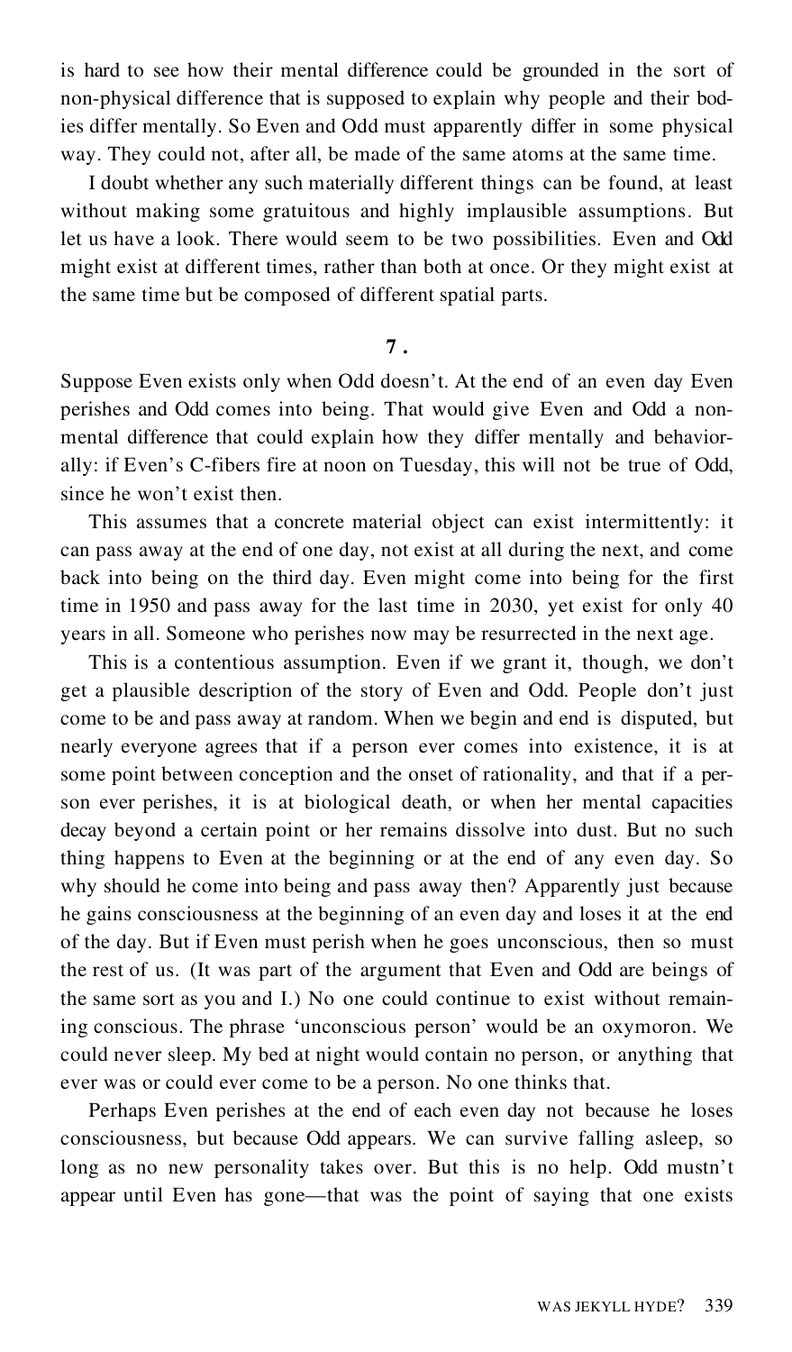is hard to see how their mental difference could be grounded in the sort of non-physical difference that is supposed to explain why people and their bodies differ mentally. So Even and Odd must apparently differ in some physical way. They could not, after all, be made of the same atoms at the same time.

I doubt whether any such materially different things can be found, at least without making some gratuitous and highly implausible assumptions. But let us have a look. There would seem to be two possibilities. Even and Odd might exist at different times, rather than both at once. Or they might exist at the same time but be composed of different spatial parts.

## 7.

Suppose Even exists only when Odd doesn't. At the end of an even day Even perishes and Odd comes into being. That would give Even and Odd a non-mental difference that could explain how they differ mentally and behaviorally: if Even's C-fibers fire at noon on Tuesday, this will not be true of Odd, since he won't exist then.

This assumes that a concrete material object can exist intermittently: it can pass away at the end of one day, not exist at all during the next, and come back into being on the third day. Even might come into being for the first time in 1950 and pass away for the last time in 2030, yet exist for only 40 years in all. Someone who perishes now may be resurrected in the next age.

This is a contentious assumption. Even if we grant it, though, we don't get a plausible description of the story of Even and Odd. People don't just come to be and pass away at random. When we begin and end is disputed, but nearly everyone agrees that if a person ever comes into existence, it is at some point between conception and the onset of rationality, and that if a person ever perishes, it is at biological death, or when her mental capacities decay beyond a certain point or her remains dissolve into dust. But no such thing happens to Even at the beginning or at the end of any even day. So why should he come into being and pass away then? Apparently just because he gains consciousness at the beginning of an even day and loses it at the end of the day. But if Even must perish when he goes unconscious, then so must the rest of us. (It was part of the argument that Even and Odd are beings of the same sort as you and I.) No one could continue to exist without remaining conscious. The phrase 'unconscious person' would be an oxymoron. We could never sleep. My bed at night would contain no person, or anything that ever was or could ever come to be a person. No one thinks that.

Perhaps Even perishes at the end of each even day not because he loses consciousness, but because Odd appears. We can survive falling asleep, so long as no new personality takes over. But this is no help. Odd mustn't appear until Even has gone—that was the point of saying that one exists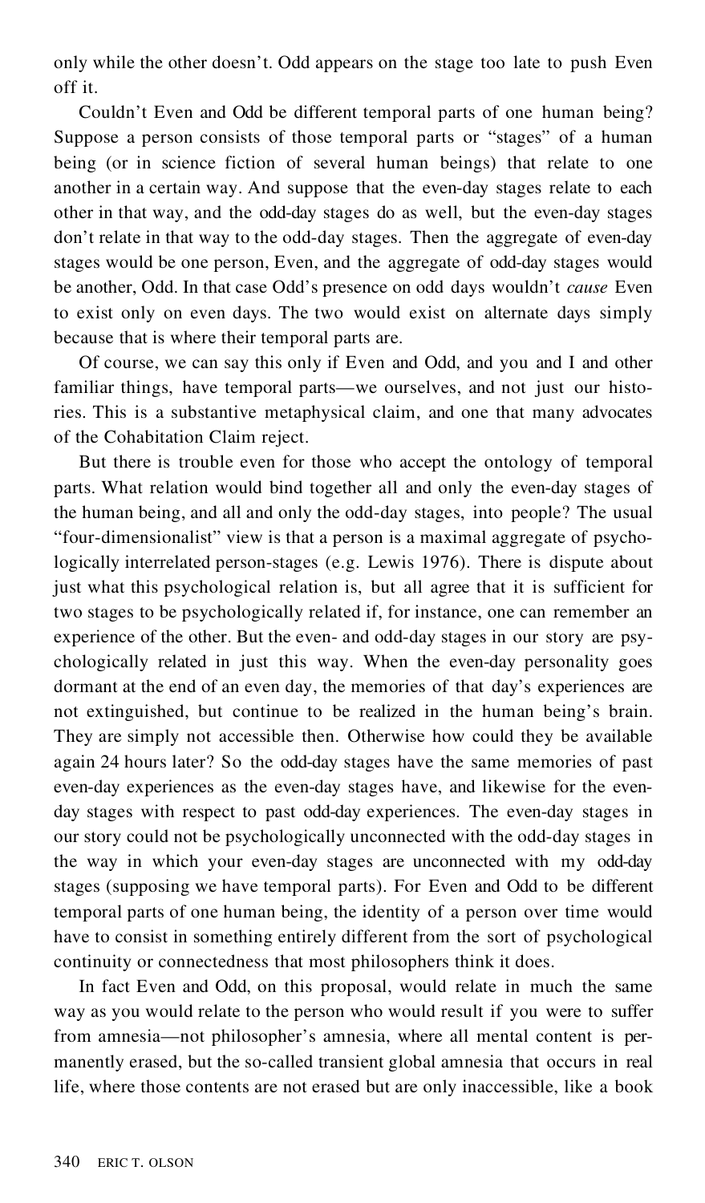only while the other doesn't. Odd appears on the stage too late to push Even off it.

Couldn't Even and Odd be different temporal parts of one human being? Suppose a person consists of those temporal parts or "stages" of a human being (or in science fiction of several human beings) that relate to one another in a certain way. And suppose that the even-day stages relate to each other in that way, and the odd-day stages do as well, but the even-day stages don't relate in that way to the odd-day stages. Then the aggregate of even-day stages would be one person, Even, and the aggregate of odd-day stages would be another, Odd. In that case Odd's presence on odd days wouldn't *cause* Even to exist only on even days. The two would exist on alternate days simply because that is where their temporal parts are.

Of course, we can say this only if Even and Odd, and you and I and other familiar things, have temporal parts—we ourselves, and not just our histories. This is a substantive metaphysical claim, and one that many advocates of the Cohabitation Claim reject.

But there is trouble even for those who accept the ontology of temporal parts. What relation would bind together all and only the even-day stages of the human being, and all and only the odd-day stages, into people? The usual "four-dimensionalist" view is that a person is a maximal aggregate of psychologically interrelated person-stages (e.g. Lewis 1976). There is dispute about just what this psychological relation is, but all agree that it is sufficient for two stages to be psychologically related if, for instance, one can remember an experience of the other. But the even- and odd-day stages in our story are psychologically related in just this way. When the even-day personality goes dormant at the end of an even day, the memories of that day's experiences are not extinguished, but continue to be realized in the human being's brain. They are simply not accessible then. Otherwise how could they be available again 24 hours later? So the odd-day stages have the same memories of past even-day experiences as the even-day stages have, and likewise for the even-day stages with respect to past odd-day experiences. The even-day stages in our story could not be psychologically unconnected with the odd-day stages in the way in which your even-day stages are unconnected with my odd-day stages (supposing we have temporal parts). For Even and Odd to be different temporal parts of one human being, the identity of a person over time would have to consist in something entirely different from the sort of psychological continuity or connectedness that most philosophers think it does.

In fact Even and Odd, on this proposal, would relate in much the same way as you would relate to the person who would result if you were to suffer from amnesia—not philosopher's amnesia, where all mental content is permanently erased, but the so-called transient global amnesia that occurs in real life, where those contents are not erased but are only inaccessible, like a book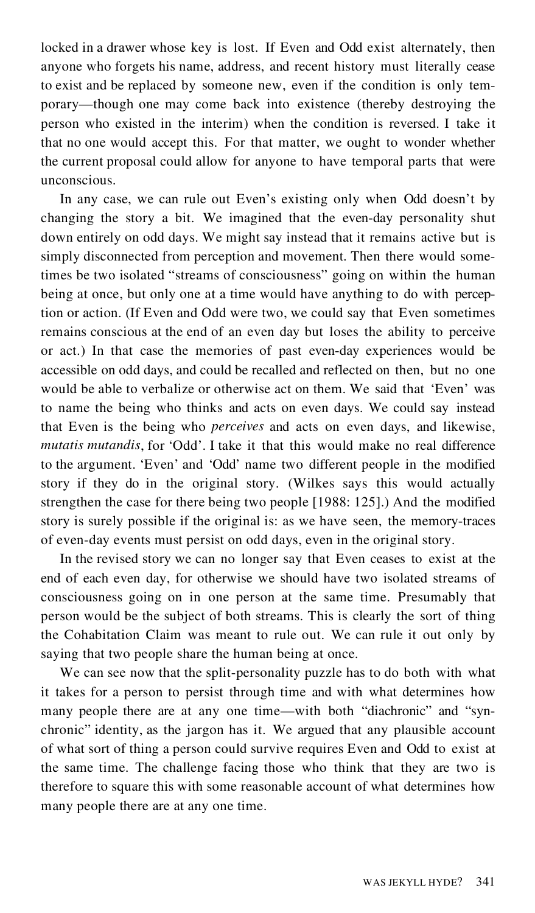locked in a drawer whose key is lost. If Even and Odd exist alternately, then anyone who forgets his name, address, and recent history must literally cease to exist and be replaced by someone new, even if the condition is only temporary—though one may come back into existence (thereby destroying the person who existed in the interim) when the condition is reversed. I take it that no one would accept this. For that matter, we ought to wonder whether the current proposal could allow for anyone to have temporal parts that were unconscious.

In any case, we can rule out Even's existing only when Odd doesn't by changing the story a bit. We imagined that the even-day personality shut down entirely on odd days. We might say instead that it remains active but is simply disconnected from perception and movement. Then there would sometimes be two isolated "streams of consciousness" going on within the human being at once, but only one at a time would have anything to do with perception or action. (If Even and Odd were two, we could say that Even sometimes remains conscious at the end of an even day but loses the ability to perceive or act.) In that case the memories of past even-day experiences would be accessible on odd days, and could be recalled and reflected on then, but no one would be able to verbalize or otherwise act on them. We said that 'Even' was to name the being who thinks and acts on even days. We could say instead that Even is the being who *perceives* and acts on even days, and likewise, *mutatis mutandis*, for 'Odd'. I take it that this would make no real difference to the argument. 'Even' and 'Odd' name two different people in the modified story if they do in the original story. (Wilkes says this would actually strengthen the case for there being two people [1988: 125].) And the modified story is surely possible if the original is: as we have seen, the memory-traces of even-day events must persist on odd days, even in the original story.

In the revised story we can no longer say that Even ceases to exist at the end of each even day, for otherwise we should have two isolated streams of consciousness going on in one person at the same time. Presumably that person would be the subject of both streams. This is clearly the sort of thing the Cohabitation Claim was meant to rule out. We can rule it out only by saying that two people share the human being at once.

We can see now that the split-personality puzzle has to do both with what it takes for a person to persist through time and with what determines how many people there are at any one time—with both "diachronic" and "synchronic" identity, as the jargon has it. We argued that any plausible account of what sort of thing a person could survive requires Even and Odd to exist at the same time. The challenge facing those who think that they are two is therefore to square this with some reasonable account of what determines how many people there are at any one time.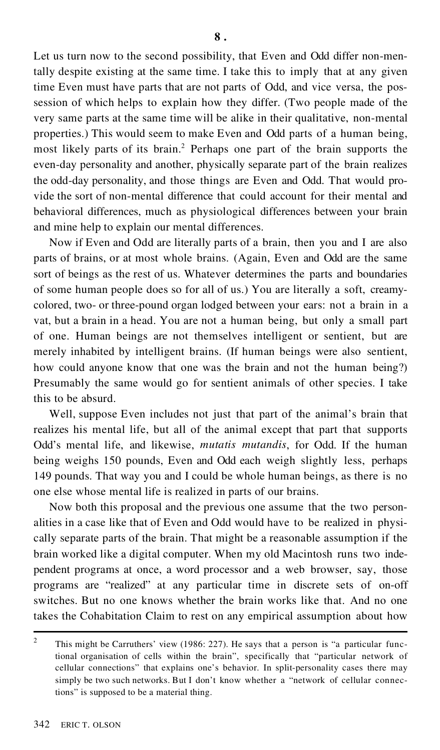## 8.

Let us turn now to the second possibility, that Even and Odd differ non-mentally despite existing at the same time. I take this to imply that at any given time Even must have parts that are not parts of Odd, and vice versa, the possession of which helps to explain how they differ. (Two people made of the very same parts at the same time will be alike in their qualitative, non-mental properties.) This would seem to make Even and Odd parts of a human being, most likely parts of its brain.[2] Perhaps one part of the brain supports the even-day personality and another, physically separate part of the brain realizes the odd-day personality, and those things are Even and Odd. That would provide the sort of non-mental difference that could account for their mental and behavioral differences, much as physiological differences between your brain and mine help to explain our mental differences.

Now if Even and Odd are literally parts of a brain, then you and I are also parts of brains, or at most whole brains. (Again, Even and Odd are the same sort of beings as the rest of us. Whatever determines the parts and boundaries of some human people does so for all of us.) You are literally a soft, creamy-colored, two- or three-pound organ lodged between your ears: not a brain in a vat, but a brain in a head. You are not a human being, but only a small part of one. Human beings are not themselves intelligent or sentient, but are merely inhabited by intelligent brains. (If human beings were also sentient, how could anyone know that one was the brain and not the human being?) Presumably the same would go for sentient animals of other species. I take this to be absurd.

Well, suppose Even includes not just that part of the animal's brain that realizes his mental life, but all of the animal except that part that supports Odd's mental life, and likewise, *mutatis mutandis*, for Odd. If the human being weighs 150 pounds, Even and Odd each weigh slightly less, perhaps 149 pounds. That way you and I could be whole human beings, as there is no one else whose mental life is realized in parts of our brains.

Now both this proposal and the previous one assume that the two personalities in a case like that of Even and Odd would have to be realized in physically separate parts of the brain. That might be a reasonable assumption if the brain worked like a digital computer. When my old Macintosh runs two independent programs at once, a word processor and a web browser, say, those programs are "realized" at any particular time in discrete sets of on-off switches. But no one knows whether the brain works like that. And no one takes the Cohabitation Claim to rest on any empirical assumption about how

---

[2] This might be Carruthers' view (1986: 227). He says that a person is "a particular functional organisation of cells within the brain", specifically that "particular network of cellular connections" that explains one's behavior. In split-personality cases there may simply be two such networks. But I don't know whether a "network of cellular connections" is supposed to be a material thing.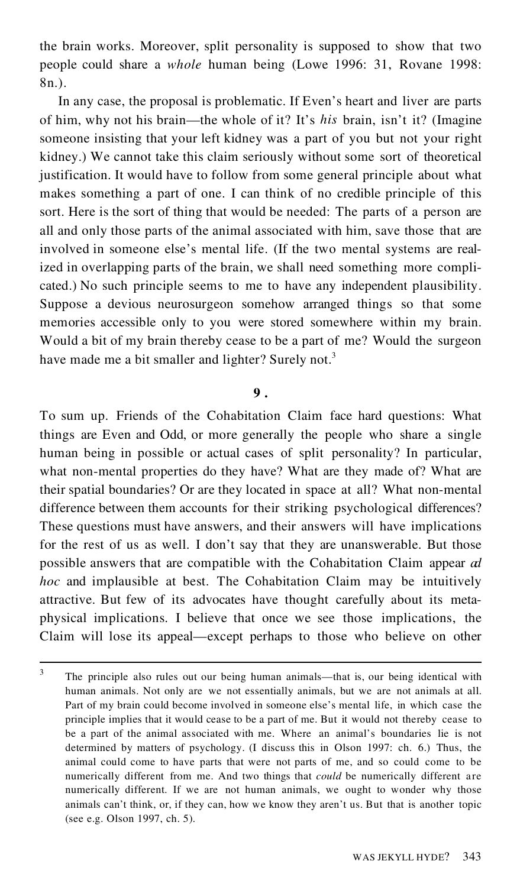the brain works. Moreover, split personality is supposed to show that two people could share a *whole* human being (Lowe 1996: 31, Rovane 1998: 8n.).

In any case, the proposal is problematic. If Even's heart and liver are parts of him, why not his brain—the whole of it? It's *his* brain, isn't it? (Imagine someone insisting that your left kidney was a part of you but not your right kidney.) We cannot take this claim seriously without some sort of theoretical justification. It would have to follow from some general principle about what makes something a part of one. I can think of no credible principle of this sort. Here is the sort of thing that would be needed: The parts of a person are all and only those parts of the animal associated with him, save those that are involved in someone else's mental life. (If the two mental systems are realized in overlapping parts of the brain, we shall need something more complicated.) No such principle seems to me to have any independent plausibility. Suppose a devious neurosurgeon somehow arranged things so that some memories accessible only to you were stored somewhere within my brain. Would a bit of my brain thereby cease to be a part of me? Would the surgeon have made me a bit smaller and lighter? Surely not.[3]

## 9.

To sum up. Friends of the Cohabitation Claim face hard questions: What things are Even and Odd, or more generally the people who share a single human being in possible or actual cases of split personality? In particular, what non-mental properties do they have? What are they made of? What are their spatial boundaries? Or are they located in space at all? What non-mental difference between them accounts for their striking psychological differences? These questions must have answers, and their answers will have implications for the rest of us as well. I don't say that they are unanswerable. But those possible answers that are compatible with the Cohabitation Claim appear *ad hoc* and implausible at best. The Cohabitation Claim may be intuitively attractive. But few of its advocates have thought carefully about its metaphysical implications. I believe that once we see those implications, the Claim will lose its appeal—except perhaps to those who believe on other

---

[3] The principle also rules out our being human animals—that is, our being identical with human animals. Not only are we not essentially animals, but we are not animals at all. Part of my brain could become involved in someone else's mental life, in which case the principle implies that it would cease to be a part of me. But it would not thereby cease to be a part of the animal associated with me. Where an animal's boundaries lie is not determined by matters of psychology. (I discuss this in Olson 1997: ch. 6.) Thus, the animal could come to have parts that were not parts of me, and so could come to be numerically different from me. And two things that *could* be numerically different are numerically different. If we are not human animals, we ought to wonder why those animals can't think, or, if they can, how we know they aren't us. But that is another topic (see e.g. Olson 1997, ch. 5).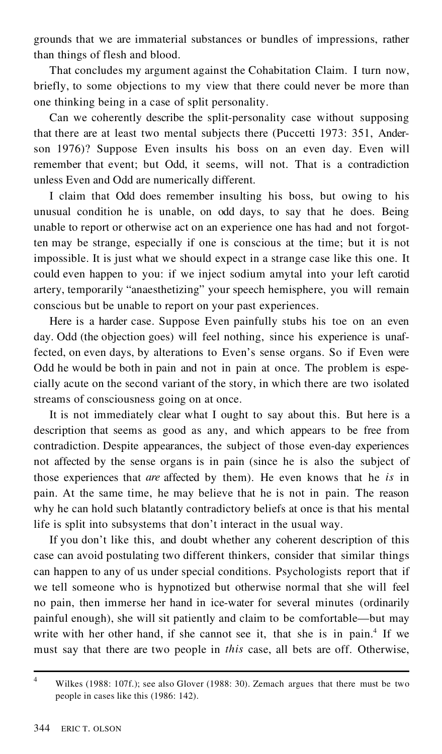grounds that we are immaterial substances or bundles of impressions, rather than things of flesh and blood.

That concludes my argument against the Cohabitation Claim. I turn now, briefly, to some objections to my view that there could never be more than one thinking being in a case of split personality.

Can we coherently describe the split-personality case without supposing that there are at least two mental subjects there (Puccetti 1973: 351, Anderson 1976)? Suppose Even insults his boss on an even day. Even will remember that event; but Odd, it seems, will not. That is a contradiction unless Even and Odd are numerically different.

I claim that Odd does remember insulting his boss, but owing to his unusual condition he is unable, on odd days, to say that he does. Being unable to report or otherwise act on an experience one has had and not forgotten may be strange, especially if one is conscious at the time; but it is not impossible. It is just what we should expect in a strange case like this one. It could even happen to you: if we inject sodium amytal into your left carotid artery, temporarily "anaesthetizing" your speech hemisphere, you will remain conscious but be unable to report on your past experiences.

Here is a harder case. Suppose Even painfully stubs his toe on an even day. Odd (the objection goes) will feel nothing, since his experience is unaffected, on even days, by alterations to Even's sense organs. So if Even were Odd he would be both in pain and not in pain at once. The problem is especially acute on the second variant of the story, in which there are two isolated streams of consciousness going on at once.

It is not immediately clear what I ought to say about this. But here is a description that seems as good as any, and which appears to be free from contradiction. Despite appearances, the subject of those even-day experiences not affected by the sense organs is in pain (since he is also the subject of those experiences that *are* affected by them). He even knows that he *is* in pain. At the same time, he may believe that he is not in pain. The reason why he can hold such blatantly contradictory beliefs at once is that his mental life is split into subsystems that don't interact in the usual way.

If you don't like this, and doubt whether any coherent description of this case can avoid postulating two different thinkers, consider that similar things can happen to any of us under special conditions. Psychologists report that if we tell someone who is hypnotized but otherwise normal that she will feel no pain, then immerse her hand in ice-water for several minutes (ordinarily painful enough), she will sit patiently and claim to be comfortable—but may write with her other hand, if she cannot see it, that she is in pain.[4] If we must say that there are two people in *this* case, all bets are off. Otherwise,

---

[4] Wilkes (1988: 107f.); see also Glover (1988: 30). Zemach argues that there must be two people in cases like this (1986: 142).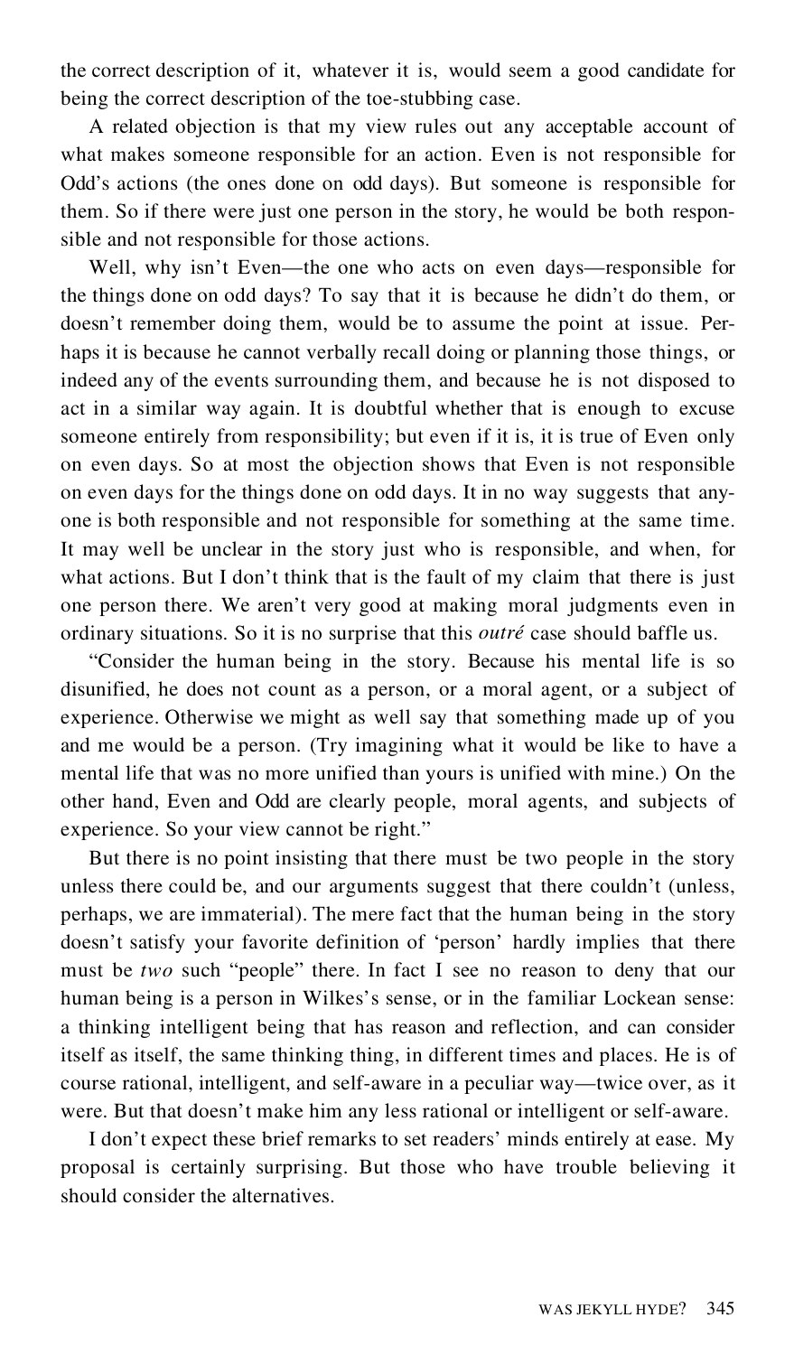the correct description of it, whatever it is, would seem a good candidate for being the correct description of the toe-stubbing case.

A related objection is that my view rules out any acceptable account of what makes someone responsible for an action. Even is not responsible for Odd's actions (the ones done on odd days). But someone is responsible for them. So if there were just one person in the story, he would be both responsible and not responsible for those actions.

Well, why isn't Even—the one who acts on even days—responsible for the things done on odd days? To say that it is because he didn't do them, or doesn't remember doing them, would be to assume the point at issue. Perhaps it is because he cannot verbally recall doing or planning those things, or indeed any of the events surrounding them, and because he is not disposed to act in a similar way again. It is doubtful whether that is enough to excuse someone entirely from responsibility; but even if it is, it is true of Even only on even days. So at most the objection shows that Even is not responsible on even days for the things done on odd days. It in no way suggests that anyone is both responsible and not responsible for something at the same time. It may well be unclear in the story just who is responsible, and when, for what actions. But I don't think that is the fault of my claim that there is just one person there. We aren't very good at making moral judgments even in ordinary situations. So it is no surprise that this *outré* case should baffle us.

"Consider the human being in the story. Because his mental life is so disunified, he does not count as a person, or a moral agent, or a subject of experience. Otherwise we might as well say that something made up of you and me would be a person. (Try imagining what it would be like to have a mental life that was no more unified than yours is unified with mine.) On the other hand, Even and Odd are clearly people, moral agents, and subjects of experience. So your view cannot be right."

But there is no point insisting that there must be two people in the story unless there could be, and our arguments suggest that there couldn't (unless, perhaps, we are immaterial). The mere fact that the human being in the story doesn't satisfy your favorite definition of 'person' hardly implies that there must be *two* such "people" there. In fact I see no reason to deny that our human being is a person in Wilkes's sense, or in the familiar Lockean sense: a thinking intelligent being that has reason and reflection, and can consider itself as itself, the same thinking thing, in different times and places. He is of course rational, intelligent, and self-aware in a peculiar way—twice over, as it were. But that doesn't make him any less rational or intelligent or self-aware.

I don't expect these brief remarks to set readers' minds entirely at ease. My proposal is certainly surprising. But those who have trouble believing it should consider the alternatives.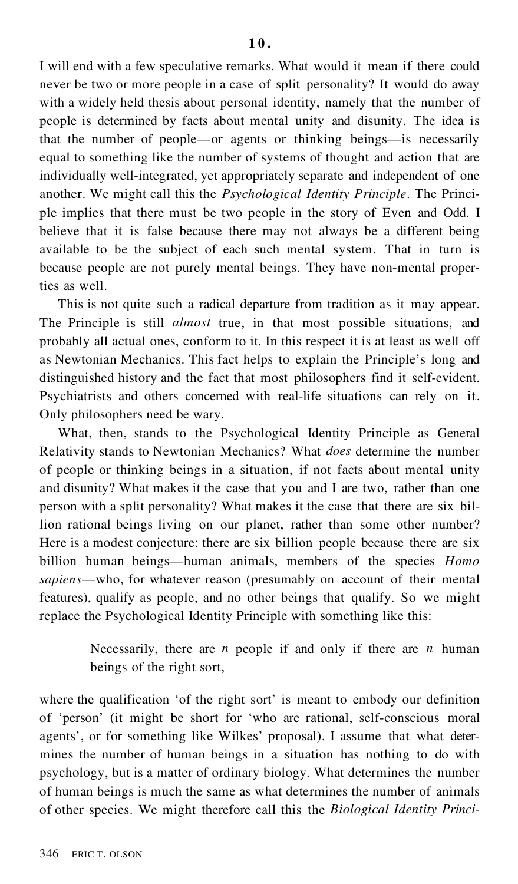## 10.

I will end with a few speculative remarks. What would it mean if there could never be two or more people in a case of split personality? It would do away with a widely held thesis about personal identity, namely that the number of people is determined by facts about mental unity and disunity. The idea is that the number of people—or agents or thinking beings—is necessarily equal to something like the number of systems of thought and action that are individually well-integrated, yet appropriately separate and independent of one another. We might call this the *Psychological Identity Principle*. The Principle implies that there must be two people in the story of Even and Odd. I believe that it is false because there may not always be a different being available to be the subject of each such mental system. That in turn is because people are not purely mental beings. They have non-mental properties as well.

This is not quite such a radical departure from tradition as it may appear. The Principle is still *almost* true, in that most possible situations, and probably all actual ones, conform to it. In this respect it is at least as well off as Newtonian Mechanics. This fact helps to explain the Principle's long and distinguished history and the fact that most philosophers find it self-evident. Psychiatrists and others concerned with real-life situations can rely on it. Only philosophers need be wary.

What, then, stands to the Psychological Identity Principle as General Relativity stands to Newtonian Mechanics? What *does* determine the number of people or thinking beings in a situation, if not facts about mental unity and disunity? What makes it the case that you and I are two, rather than one person with a split personality? What makes it the case that there are six billion rational beings living on our planet, rather than some other number? Here is a modest conjecture: there are six billion people because there are six billion human beings—human animals, members of the species *Homo sapiens*—who, for whatever reason (presumably on account of their mental features), qualify as people, and no other beings that qualify. So we might replace the Psychological Identity Principle with something like this:

> Necessarily, there are $n$ people if and only if there are $n$ human beings of the right sort,

where the qualification 'of the right sort' is meant to embody our definition of 'person' (it might be short for 'who are rational, self-conscious moral agents', or for something like Wilkes' proposal). I assume that what determines the number of human beings in a situation has nothing to do with psychology, but is a matter of ordinary biology. What determines the number of human beings is much the same as what determines the number of animals of other species. We might therefore call this the *Biological Identity Princi-*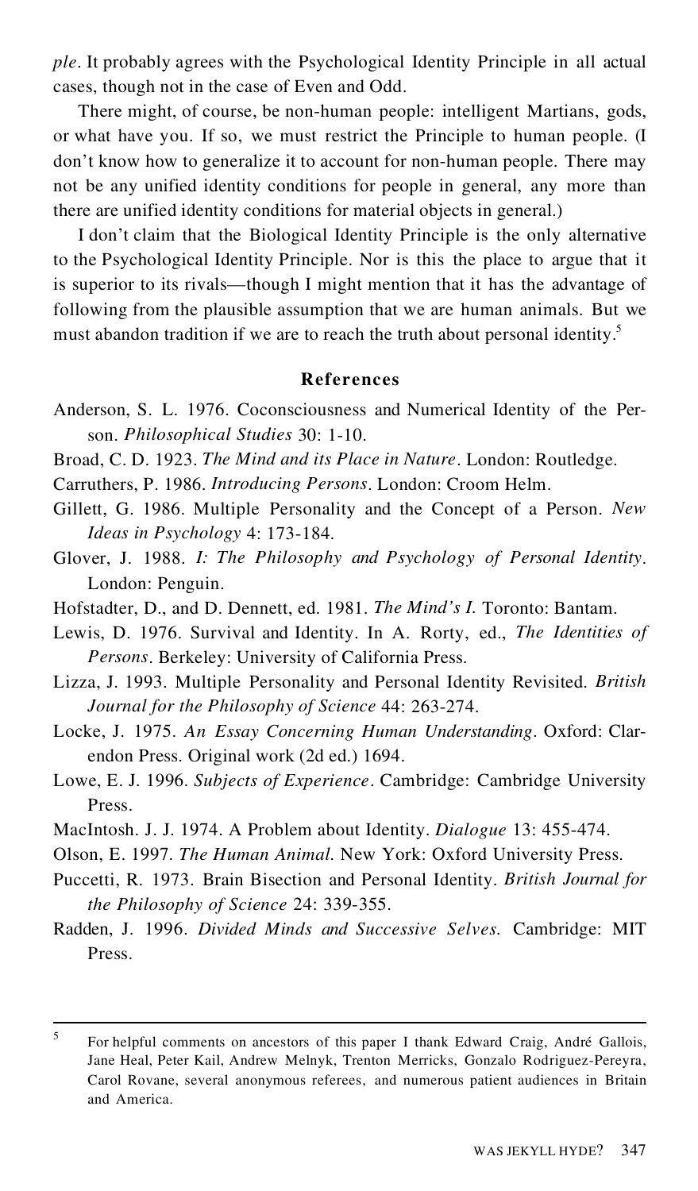*ple*. It probably agrees with the Psychological Identity Principle in all actual cases, though not in the case of Even and Odd.

There might, of course, be non-human people: intelligent Martians, gods, or what have you. If so, we must restrict the Principle to human people. (I don't know how to generalize it to account for non-human people. There may not be any unified identity conditions for people in general, any more than there are unified identity conditions for material objects in general.)

I don't claim that the Biological Identity Principle is the only alternative to the Psychological Identity Principle. Nor is this the place to argue that it is superior to its rivals—though I might mention that it has the advantage of following from the plausible assumption that we are human animals. But we must abandon tradition if we are to reach the truth about personal identity.[5]

## References

Anderson, S. L. 1976. Coconsciousness and Numerical Identity of the Person. *Philosophical Studies* 30: 1-10.

Broad, C. D. 1923. *The Mind and its Place in Nature*. London: Routledge.

Carruthers, P. 1986. *Introducing Persons*. London: Croom Helm.

Gillett, G. 1986. Multiple Personality and the Concept of a Person. *New Ideas in Psychology* 4: 173-184.

Glover, J. 1988. *I: The Philosophy and Psychology of Personal Identity*. London: Penguin.

Hofstadter, D., and D. Dennett, ed. 1981. *The Mind's I.* Toronto: Bantam.

Lewis, D. 1976. Survival and Identity. In A. Rorty, ed., *The Identities of Persons*. Berkeley: University of California Press.

Lizza, J. 1993. Multiple Personality and Personal Identity Revisited. *British Journal for the Philosophy of Science* 44: 263-274.

Locke, J. 1975. *An Essay Concerning Human Understanding*. Oxford: Clarendon Press. Original work (2d ed.) 1694.

Lowe, E. J. 1996. *Subjects of Experience*. Cambridge: Cambridge University Press.

MacIntosh. J. J. 1974. A Problem about Identity. *Dialogue* 13: 455-474.

Olson, E. 1997. *The Human Animal.* New York: Oxford University Press.

Puccetti, R. 1973. Brain Bisection and Personal Identity. *British Journal for the Philosophy of Science* 24: 339-355.

Radden, J. 1996. *Divided Minds and Successive Selves.* Cambridge: MIT Press.

---

[5] For helpful comments on ancestors of this paper I thank Edward Craig, André Gallois, Jane Heal, Peter Kail, Andrew Melnyk, Trenton Merricks, Gonzalo Rodriguez-Pereyra, Carol Rovane, several anonymous referees, and numerous patient audiences in Britain and America.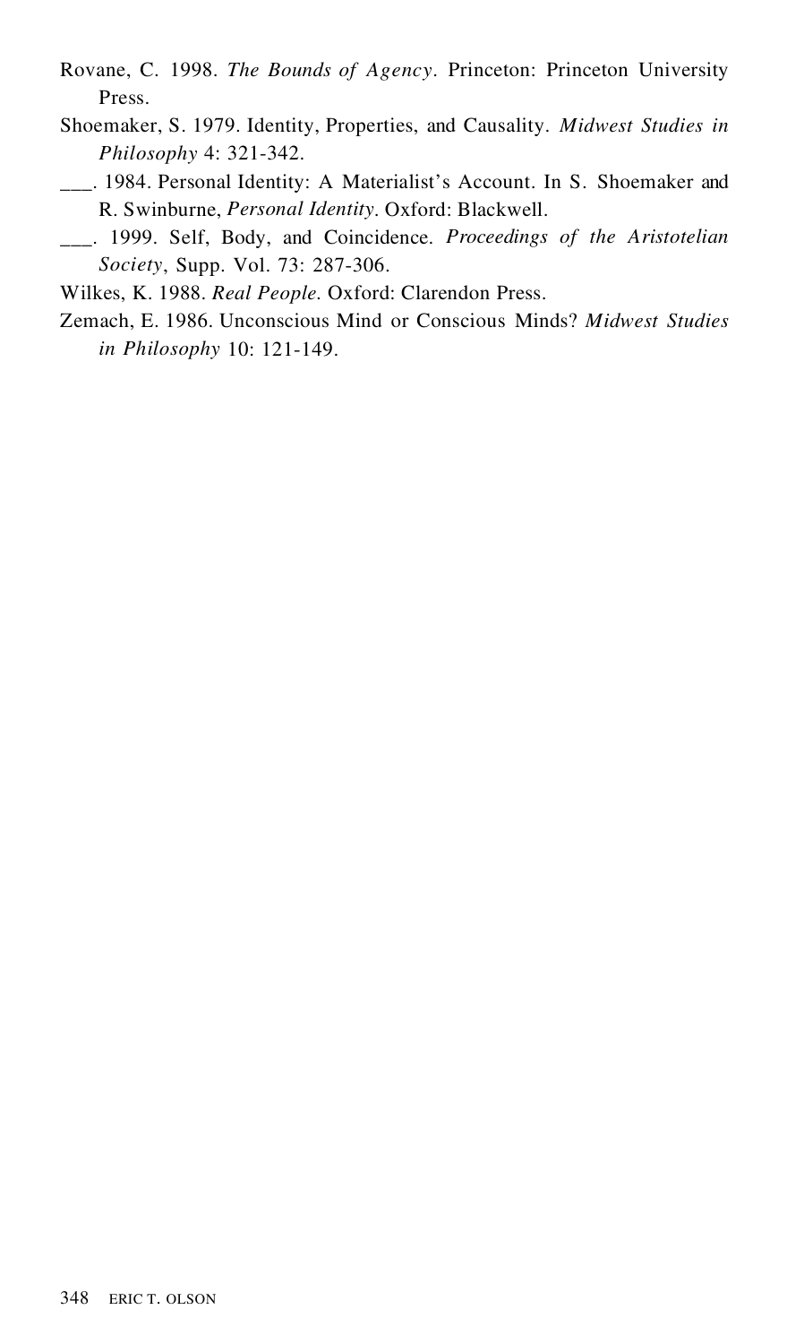Rovane, C. 1998. *The Bounds of Agency*. Princeton: Princeton University Press.

Shoemaker, S. 1979. Identity, Properties, and Causality. *Midwest Studies in Philosophy* 4: 321-342.

___. 1984. Personal Identity: A Materialist's Account. In S. Shoemaker and R. Swinburne, *Personal Identity*. Oxford: Blackwell.

___. 1999. Self, Body, and Coincidence. *Proceedings of the Aristotelian Society*, Supp. Vol. 73: 287-306.

Wilkes, K. 1988. *Real People*. Oxford: Clarendon Press.

Zemach, E. 1986. Unconscious Mind or Conscious Minds? *Midwest Studies in Philosophy* 10: 121-149.